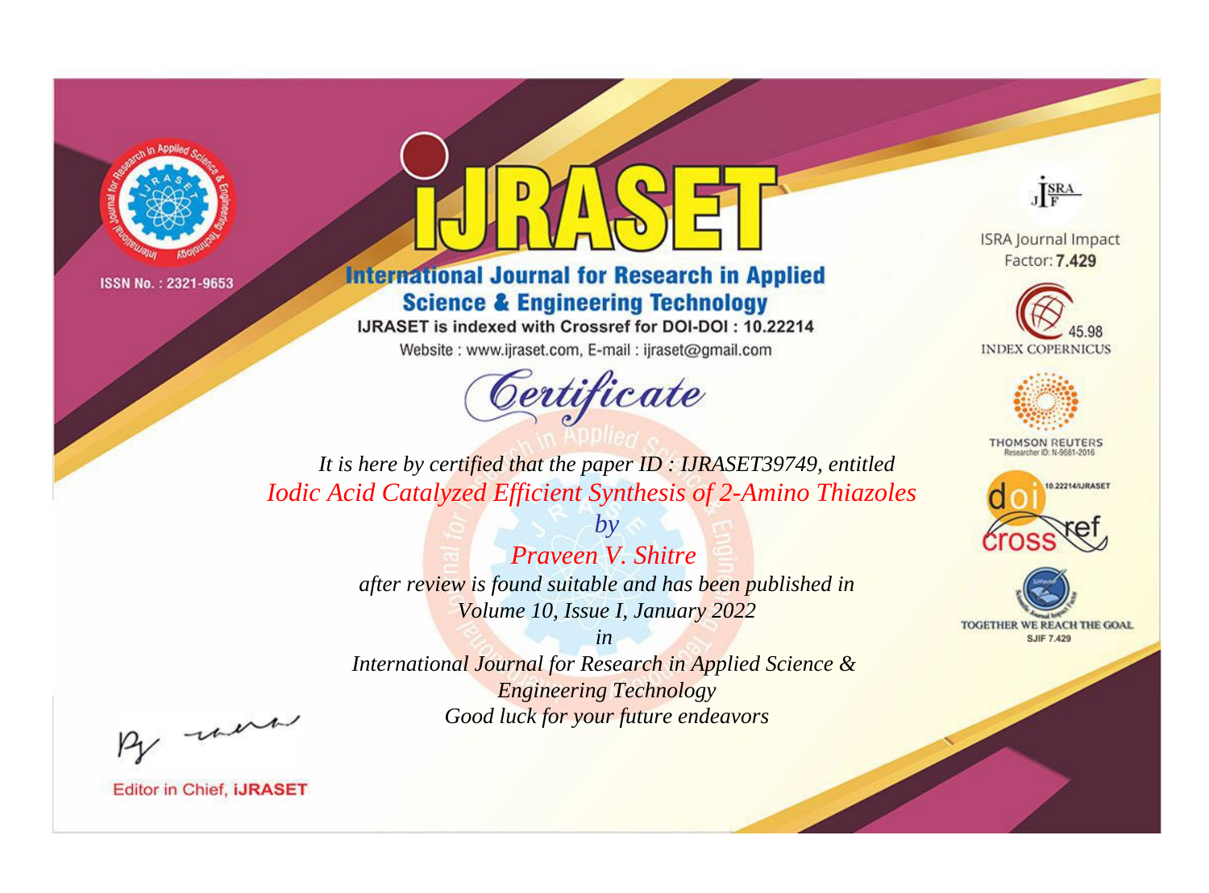ISSN No. : 2321-9653

# iJRASET

## International Journal for Research in Applied Science & Engineering Technology

IJRASET is indexed with Crossref for DOI-DOI : 10.22214

Website : www.ijraset.com, E-mail : ijraset@gmail.com

ISRA Journal Impact Factor: **7.429**

45.98 INDEX COPERNICUS

THOMSON REUTERS Researcher ID: N-9681-2016

10.22214/IJRASET

TOGETHER WE REACH THE GOAL SJIF 7.429

# *Certificate*

*It is here by certified that the paper ID : IJRASET39749, entitled*

*Iodic Acid Catalyzed Efficient Synthesis of 2-Amino Thiazoles*

*by*

*Praveen V. Shitre*

*after review is found suitable and has been published in*

*Volume 10, Issue I, January 2022*

*in*

*International Journal for Research in Applied Science & Engineering Technology*

*Good luck for your future endeavors*

Editor in Chief, **iJRASET**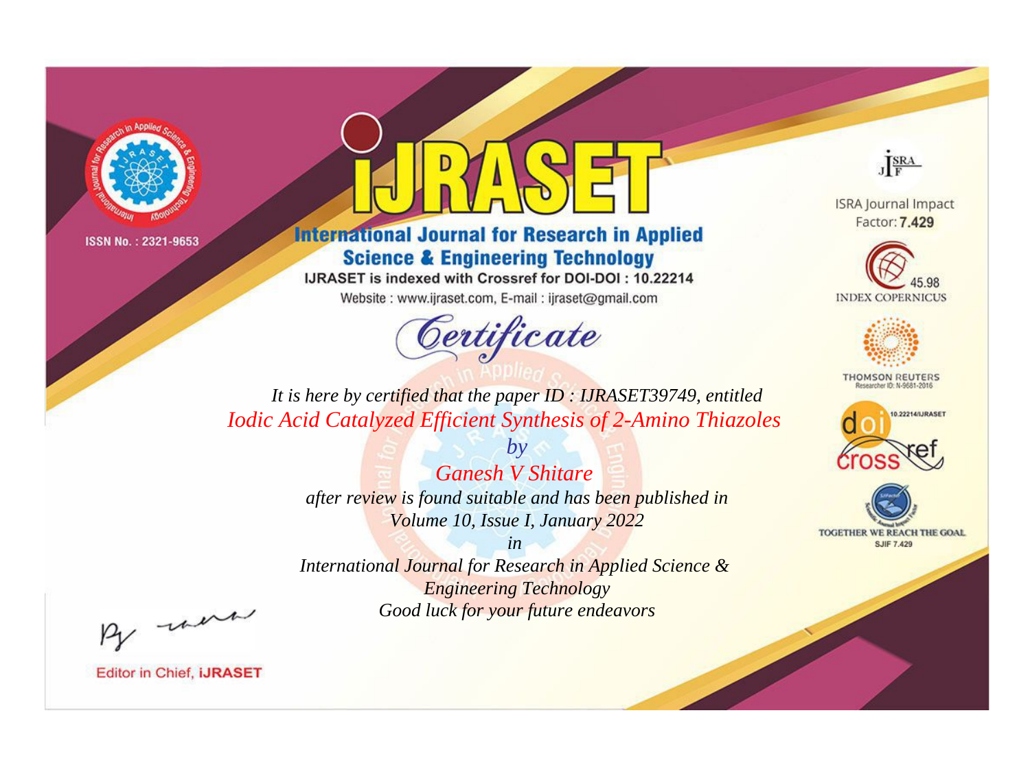ISSN No. : 2321-9653

# iJRASET

## International Journal for Research in Applied Science & Engineering Technology

IJRASET is indexed with Crossref for DOI-DOI : 10.22214

Website : www.ijraset.com, E-mail : ijraset@gmail.com

# Certificate

*It is here by certified that the paper ID : IJRASET39749, entitled*

*Iodic Acid Catalyzed Efficient Synthesis of 2-Amino Thiazoles*

*by*

*Ganesh V Shitare*

*after review is found suitable and has been published in*

*Volume 10, Issue I, January 2022*

*in*

*International Journal for Research in Applied Science & Engineering Technology*

*Good luck for your future endeavors*

ISRA Journal Impact Factor: **7.429**

45.98 INDEX COPERNICUS

THOMSON REUTERS Researcher ID: N-9681-2016

10.22214/IJRASET

TOGETHER WE REACH THE GOAL SJIF 7.429

Editor in Chief, **iJRASET**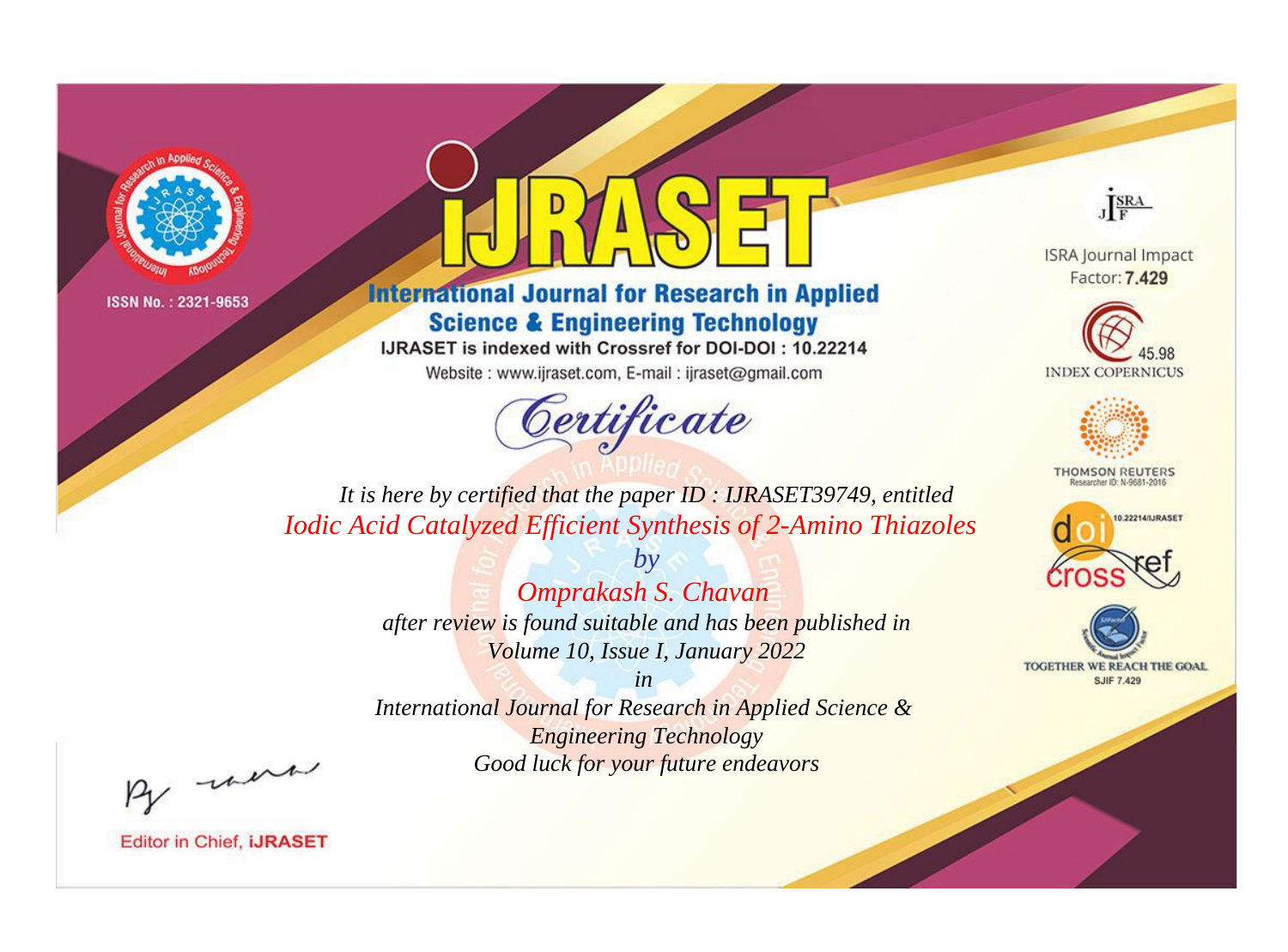ISSN No. : 2321-9653

# iJRASET

## International Journal for Research in Applied Science & Engineering Technology

IJRASET is indexed with Crossref for DOI-DOI : 10.22214

Website : www.ijraset.com, E-mail : ijraset@gmail.com

*Certificate*

*It is here by certified that the paper ID : IJRASET39749, entitled*

*Iodic Acid Catalyzed Efficient Synthesis of 2-Amino Thiazoles*

*by*

*Omprakash S. Chavan*

*after review is found suitable and has been published in*

*Volume 10, Issue I, January 2022*

*in*

*International Journal for Research in Applied Science & Engineering Technology*

*Good luck for your future endeavors*

ISRA Journal Impact Factor: **7.429**

45.98 INDEX COPERNICUS

THOMSON REUTERS Researcher ID: N-9681-2016

10.22214/IJRASET

TOGETHER WE REACH THE GOAL SJIF 7.429

Editor in Chief, **iJRASET**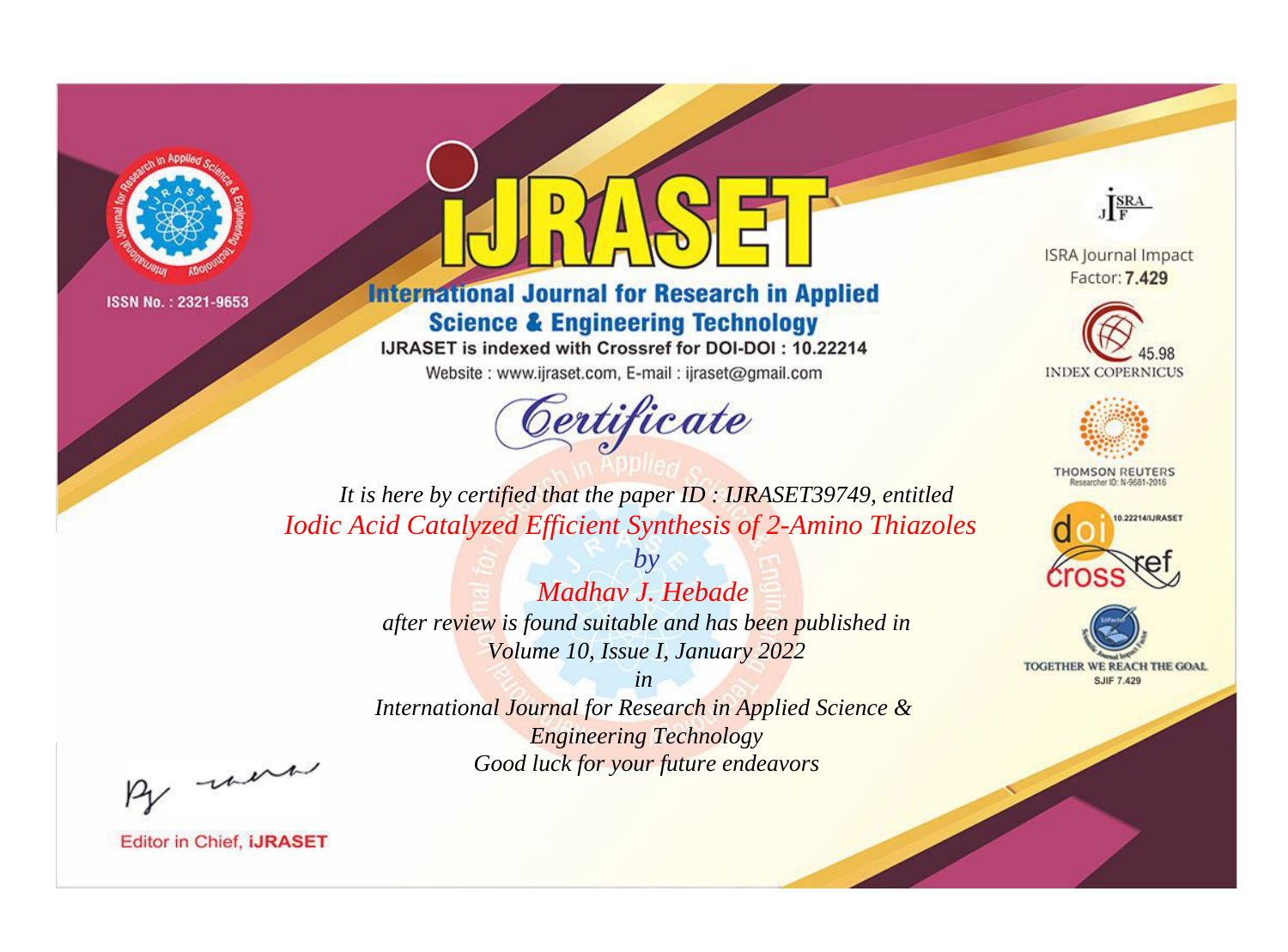ISSN No. : 2321-9653

# IJRASET

## International Journal for Research in Applied Science & Engineering Technology

IJRASET is indexed with Crossref for DOI-DOI : 10.22214

Website : www.ijraset.com, E-mail : ijraset@gmail.com

*Certificate*

*It is here by certified that the paper ID : IJRASET39749, entitled*

*Iodic Acid Catalyzed Efficient Synthesis of 2-Amino Thiazoles*

*by*

*Madhav J. Hebade*

*after review is found suitable and has been published in*

*Volume 10, Issue I, January 2022*

*in*

*International Journal for Research in Applied Science & Engineering Technology*

*Good luck for your future endeavors*

ISRA Journal Impact Factor: **7.429**

45.98 INDEX COPERNICUS

THOMSON REUTERS Researcher ID: N-9681-2016

10.22214/IJRASET

TOGETHER WE REACH THE GOAL SJIF 7.429

Editor in Chief, **iJRASET**